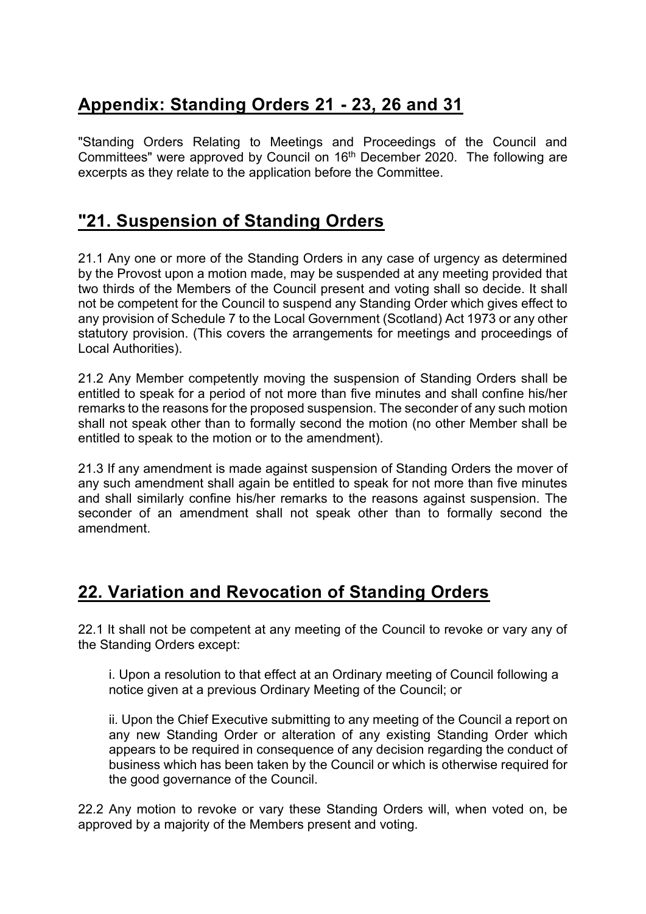## Appendix: Standing Orders 21 - 23, 26 and 31

"Standing Orders Relating to Meetings and Proceedings of the Council and Committees" were approved by Council on 16th December 2020. The following are excerpts as they relate to the application before the Committee.

## "21. Suspension of Standing Orders

21.1 Any one or more of the Standing Orders in any case of urgency as determined by the Provost upon a motion made, may be suspended at any meeting provided that two thirds of the Members of the Council present and voting shall so decide. It shall not be competent for the Council to suspend any Standing Order which gives effect to any provision of Schedule 7 to the Local Government (Scotland) Act 1973 or any other statutory provision. (This covers the arrangements for meetings and proceedings of Local Authorities).

21.2 Any Member competently moving the suspension of Standing Orders shall be entitled to speak for a period of not more than five minutes and shall confine his/her remarks to the reasons for the proposed suspension. The seconder of any such motion shall not speak other than to formally second the motion (no other Member shall be entitled to speak to the motion or to the amendment).

21.3 If any amendment is made against suspension of Standing Orders the mover of any such amendment shall again be entitled to speak for not more than five minutes and shall similarly confine his/her remarks to the reasons against suspension. The seconder of an amendment shall not speak other than to formally second the amendment.

## 22. Variation and Revocation of Standing Orders

22.1 It shall not be competent at any meeting of the Council to revoke or vary any of the Standing Orders except:

i. Upon a resolution to that effect at an Ordinary meeting of Council following a notice given at a previous Ordinary Meeting of the Council; or

ii. Upon the Chief Executive submitting to any meeting of the Council a report on any new Standing Order or alteration of any existing Standing Order which appears to be required in consequence of any decision regarding the conduct of business which has been taken by the Council or which is otherwise required for the good governance of the Council.

22.2 Any motion to revoke or vary these Standing Orders will, when voted on, be approved by a majority of the Members present and voting.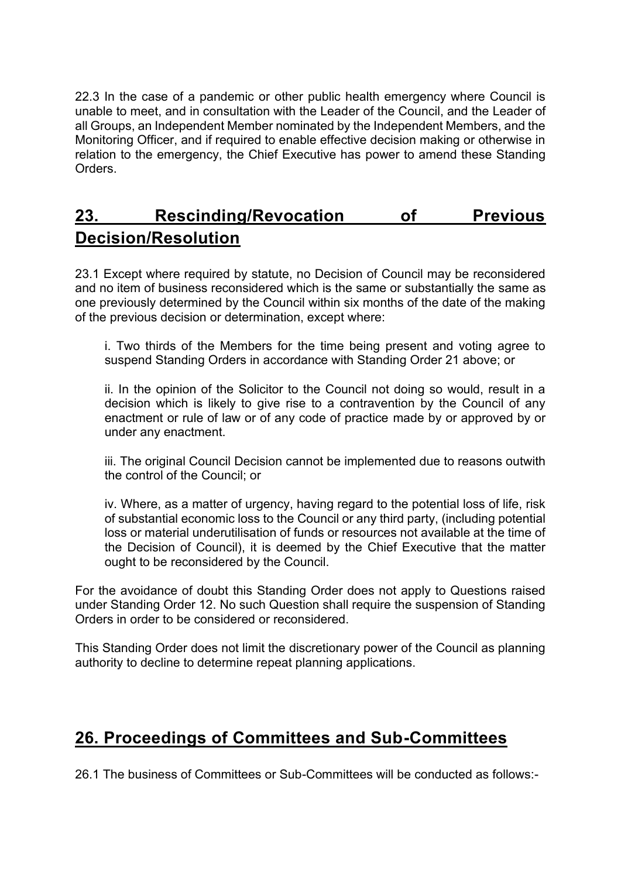22.3 In the case of a pandemic or other public health emergency where Council is unable to meet, and in consultation with the Leader of the Council, and the Leader of all Groups, an Independent Member nominated by the Independent Members, and the Monitoring Officer, and if required to enable effective decision making or otherwise in relation to the emergency, the Chief Executive has power to amend these Standing Orders.

## 23. Rescinding/Revocation of Previous Decision/Resolution

23.1 Except where required by statute, no Decision of Council may be reconsidered and no item of business reconsidered which is the same or substantially the same as one previously determined by the Council within six months of the date of the making of the previous decision or determination, except where:

i. Two thirds of the Members for the time being present and voting agree to suspend Standing Orders in accordance with Standing Order 21 above; or

ii. In the opinion of the Solicitor to the Council not doing so would, result in a decision which is likely to give rise to a contravention by the Council of any enactment or rule of law or of any code of practice made by or approved by or under any enactment.

iii. The original Council Decision cannot be implemented due to reasons outwith the control of the Council; or

iv. Where, as a matter of urgency, having regard to the potential loss of life, risk of substantial economic loss to the Council or any third party, (including potential loss or material underutilisation of funds or resources not available at the time of the Decision of Council), it is deemed by the Chief Executive that the matter ought to be reconsidered by the Council.

For the avoidance of doubt this Standing Order does not apply to Questions raised under Standing Order 12. No such Question shall require the suspension of Standing Orders in order to be considered or reconsidered.

This Standing Order does not limit the discretionary power of the Council as planning authority to decline to determine repeat planning applications.

## 26. Proceedings of Committees and Sub-Committees

26.1 The business of Committees or Sub-Committees will be conducted as follows:-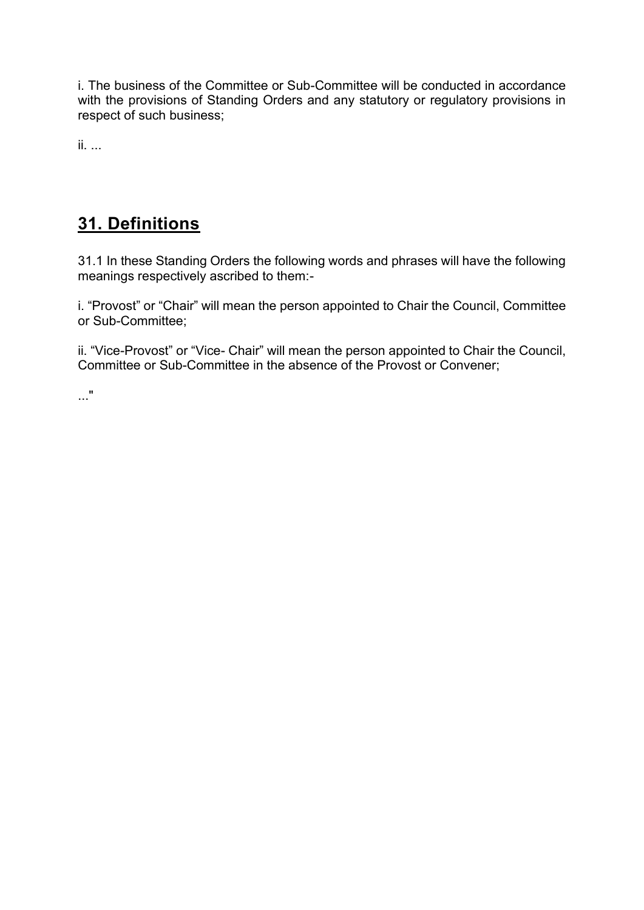i. The business of the Committee or Sub-Committee will be conducted in accordance with the provisions of Standing Orders and any statutory or regulatory provisions in respect of such business;

ii. ...

## 31. Definitions

31.1 In these Standing Orders the following words and phrases will have the following meanings respectively ascribed to them:-

i. “Provost” or “Chair” will mean the person appointed to Chair the Council, Committee or Sub-Committee;

ii. “Vice-Provost” or “Vice- Chair” will mean the person appointed to Chair the Council, Committee or Sub-Committee in the absence of the Provost or Convener;

..."